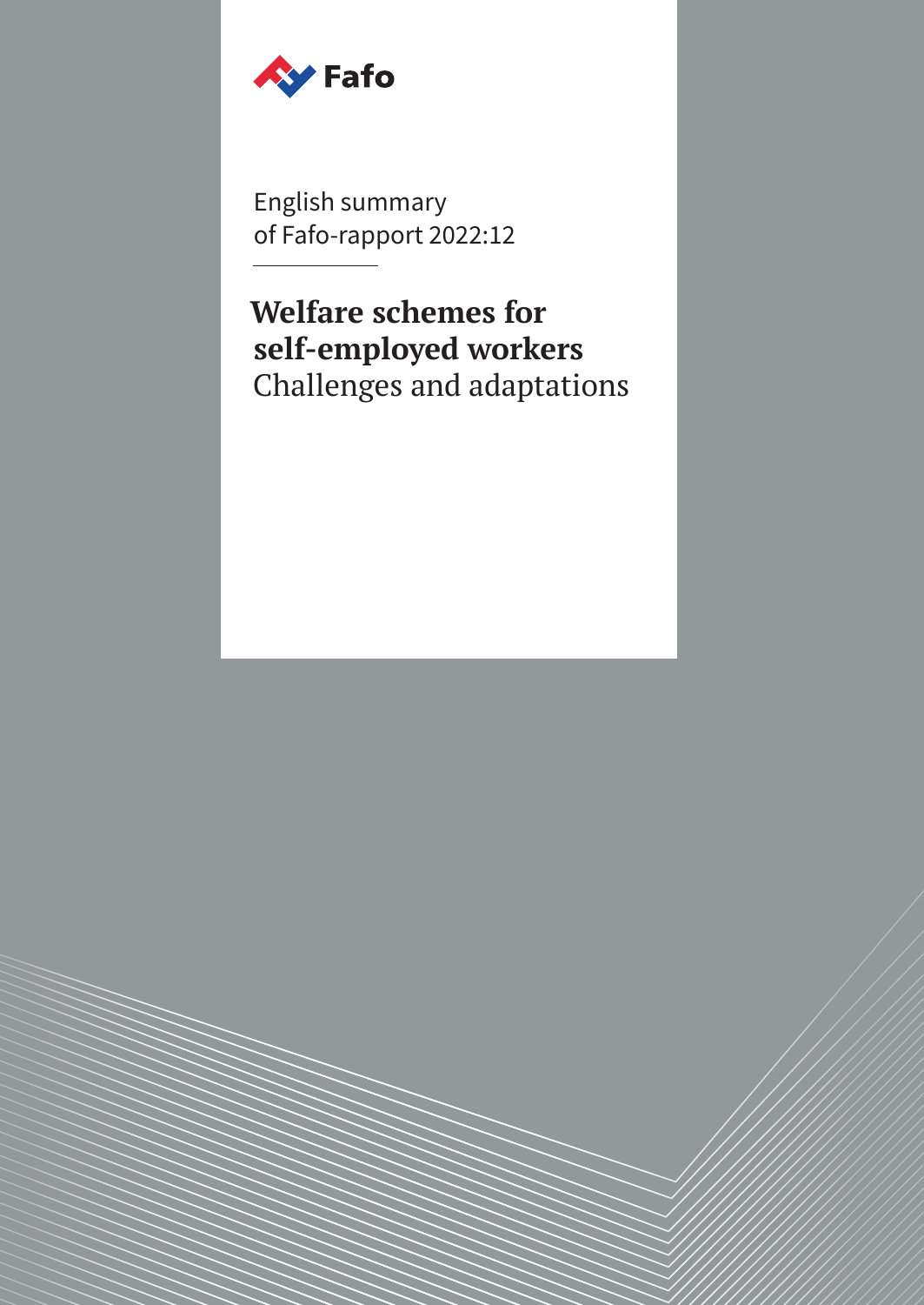Fafo

English summary
of Fafo-rapport 2022:12

# Welfare schemes for self-employed workers

## Challenges and adaptations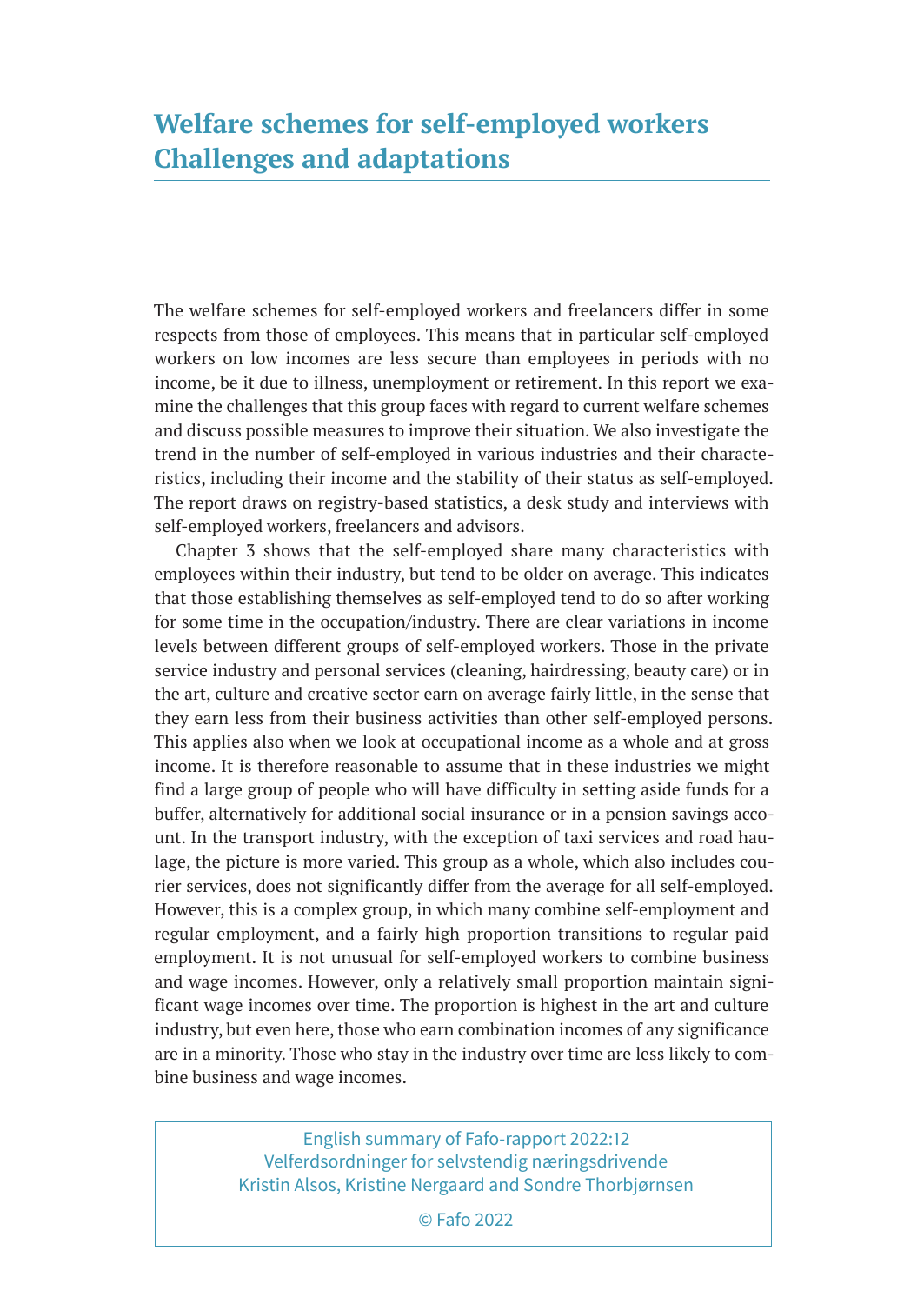# Welfare schemes for self-employed workers
## Challenges and adaptations

The welfare schemes for self-employed workers and freelancers differ in some respects from those of employees. This means that in particular self-employed workers on low incomes are less secure than employees in periods with no income, be it due to illness, unemployment or retirement. In this report we examine the challenges that this group faces with regard to current welfare schemes and discuss possible measures to improve their situation. We also investigate the trend in the number of self-employed in various industries and their characteristics, including their income and the stability of their status as self-employed. The report draws on registry-based statistics, a desk study and interviews with self-employed workers, freelancers and advisors.

Chapter 3 shows that the self-employed share many characteristics with employees within their industry, but tend to be older on average. This indicates that those establishing themselves as self-employed tend to do so after working for some time in the occupation/industry. There are clear variations in income levels between different groups of self-employed workers. Those in the private service industry and personal services (cleaning, hairdressing, beauty care) or in the art, culture and creative sector earn on average fairly little, in the sense that they earn less from their business activities than other self-employed persons. This applies also when we look at occupational income as a whole and at gross income. It is therefore reasonable to assume that in these industries we might find a large group of people who will have difficulty in setting aside funds for a buffer, alternatively for additional social insurance or in a pension savings account. In the transport industry, with the exception of taxi services and road haulage, the picture is more varied. This group as a whole, which also includes courier services, does not significantly differ from the average for all self-employed. However, this is a complex group, in which many combine self-employment and regular employment, and a fairly high proportion transitions to regular paid employment. It is not unusual for self-employed workers to combine business and wage incomes. However, only a relatively small proportion maintain significant wage incomes over time. The proportion is highest in the art and culture industry, but even here, those who earn combination incomes of any significance are in a minority. Those who stay in the industry over time are less likely to combine business and wage incomes.

English summary of Fafo-rapport 2022:12
Velferdsordninger for selvstendig næringsdrivende
Kristin Alsos, Kristine Nergaard and Sondre Thorbjørnsen

© Fafo 2022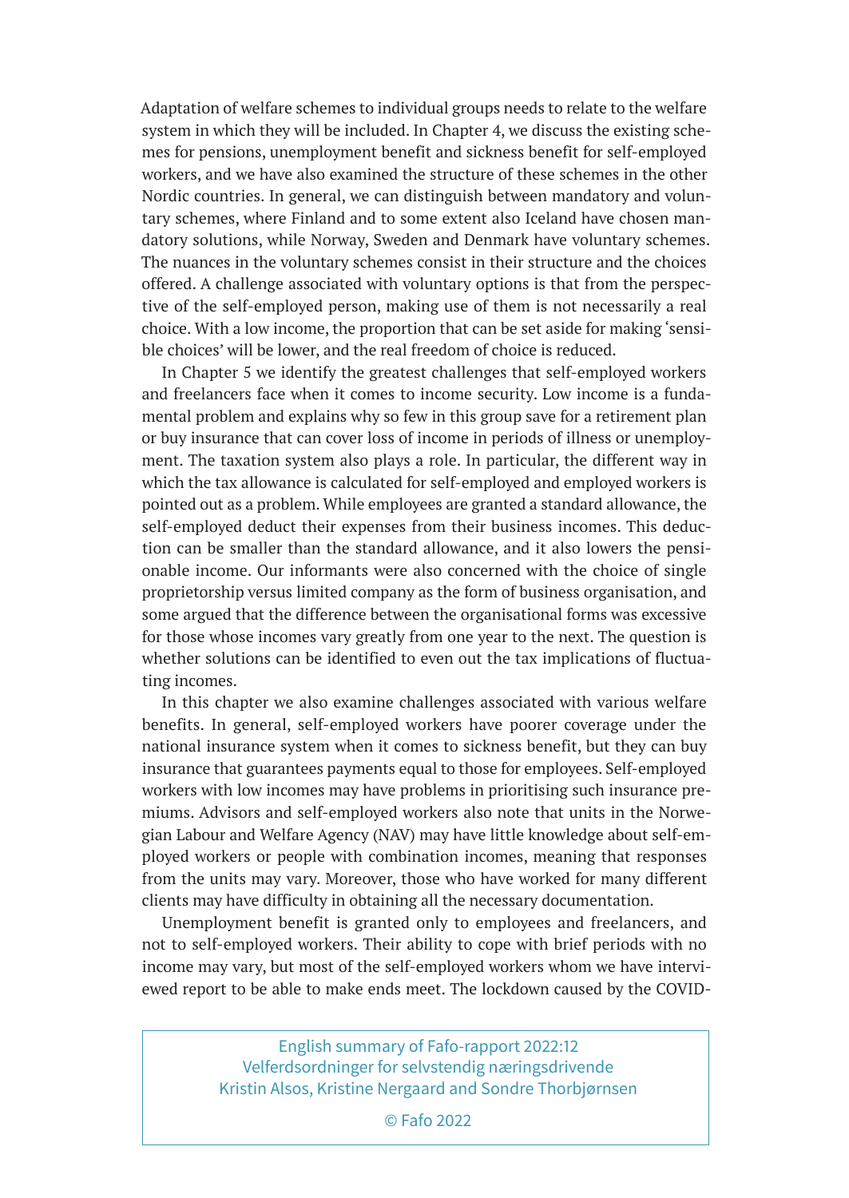Adaptation of welfare schemes to individual groups needs to relate to the welfare system in which they will be included. In Chapter 4, we discuss the existing schemes for pensions, unemployment benefit and sickness benefit for self-employed workers, and we have also examined the structure of these schemes in the other Nordic countries. In general, we can distinguish between mandatory and voluntary schemes, where Finland and to some extent also Iceland have chosen mandatory solutions, while Norway, Sweden and Denmark have voluntary schemes. The nuances in the voluntary schemes consist in their structure and the choices offered. A challenge associated with voluntary options is that from the perspective of the self-employed person, making use of them is not necessarily a real choice. With a low income, the proportion that can be set aside for making 'sensible choices' will be lower, and the real freedom of choice is reduced.

In Chapter 5 we identify the greatest challenges that self-employed workers and freelancers face when it comes to income security. Low income is a fundamental problem and explains why so few in this group save for a retirement plan or buy insurance that can cover loss of income in periods of illness or unemployment. The taxation system also plays a role. In particular, the different way in which the tax allowance is calculated for self-employed and employed workers is pointed out as a problem. While employees are granted a standard allowance, the self-employed deduct their expenses from their business incomes. This deduction can be smaller than the standard allowance, and it also lowers the pensionable income. Our informants were also concerned with the choice of single proprietorship versus limited company as the form of business organisation, and some argued that the difference between the organisational forms was excessive for those whose incomes vary greatly from one year to the next. The question is whether solutions can be identified to even out the tax implications of fluctuating incomes.

In this chapter we also examine challenges associated with various welfare benefits. In general, self-employed workers have poorer coverage under the national insurance system when it comes to sickness benefit, but they can buy insurance that guarantees payments equal to those for employees. Self-employed workers with low incomes may have problems in prioritising such insurance premiums. Advisors and self-employed workers also note that units in the Norwegian Labour and Welfare Agency (NAV) may have little knowledge about self-employed workers or people with combination incomes, meaning that responses from the units may vary. Moreover, those who have worked for many different clients may have difficulty in obtaining all the necessary documentation.

Unemployment benefit is granted only to employees and freelancers, and not to self-employed workers. Their ability to cope with brief periods with no income may vary, but most of the self-employed workers whom we have interviewed report to be able to make ends meet. The lockdown caused by the COVID-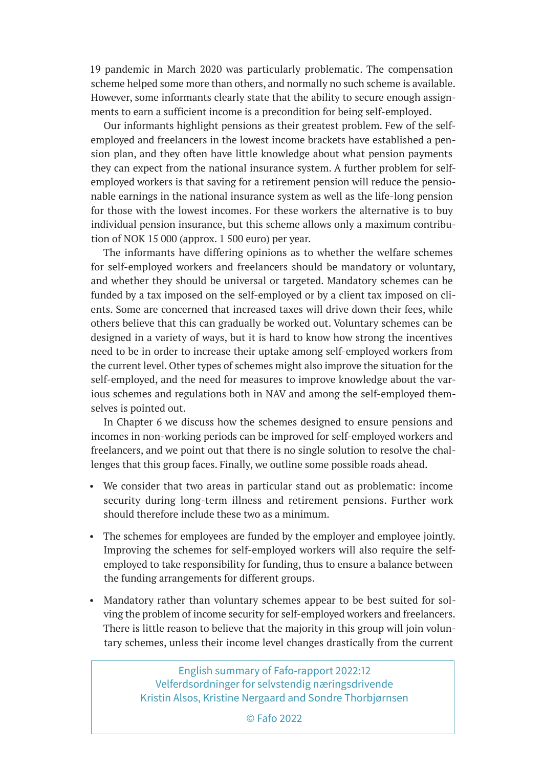19 pandemic in March 2020 was particularly problematic. The compensation scheme helped some more than others, and normally no such scheme is available. However, some informants clearly state that the ability to secure enough assignments to earn a sufficient income is a precondition for being self-employed.

Our informants highlight pensions as their greatest problem. Few of the self-employed and freelancers in the lowest income brackets have established a pension plan, and they often have little knowledge about what pension payments they can expect from the national insurance system. A further problem for self-employed workers is that saving for a retirement pension will reduce the pensionable earnings in the national insurance system as well as the life-long pension for those with the lowest incomes. For these workers the alternative is to buy individual pension insurance, but this scheme allows only a maximum contribution of NOK 15 000 (approx. 1 500 euro) per year.

The informants have differing opinions as to whether the welfare schemes for self-employed workers and freelancers should be mandatory or voluntary, and whether they should be universal or targeted. Mandatory schemes can be funded by a tax imposed on the self-employed or by a client tax imposed on clients. Some are concerned that increased taxes will drive down their fees, while others believe that this can gradually be worked out. Voluntary schemes can be designed in a variety of ways, but it is hard to know how strong the incentives need to be in order to increase their uptake among self-employed workers from the current level. Other types of schemes might also improve the situation for the self-employed, and the need for measures to improve knowledge about the various schemes and regulations both in NAV and among the self-employed themselves is pointed out.

In Chapter 6 we discuss how the schemes designed to ensure pensions and incomes in non-working periods can be improved for self-employed workers and freelancers, and we point out that there is no single solution to resolve the challenges that this group faces. Finally, we outline some possible roads ahead.

- We consider that two areas in particular stand out as problematic: income security during long-term illness and retirement pensions. Further work should therefore include these two as a minimum.
- The schemes for employees are funded by the employer and employee jointly. Improving the schemes for self-employed workers will also require the self-employed to take responsibility for funding, thus to ensure a balance between the funding arrangements for different groups.
- Mandatory rather than voluntary schemes appear to be best suited for solving the problem of income security for self-employed workers and freelancers. There is little reason to believe that the majority in this group will join voluntary schemes, unless their income level changes drastically from the current

English summary of Fafo-rapport 2022:12
Velferdsordninger for selvstendig næringsdrivende
Kristin Alsos, Kristine Nergaard and Sondre Thorbjørnsen

© Fafo 2022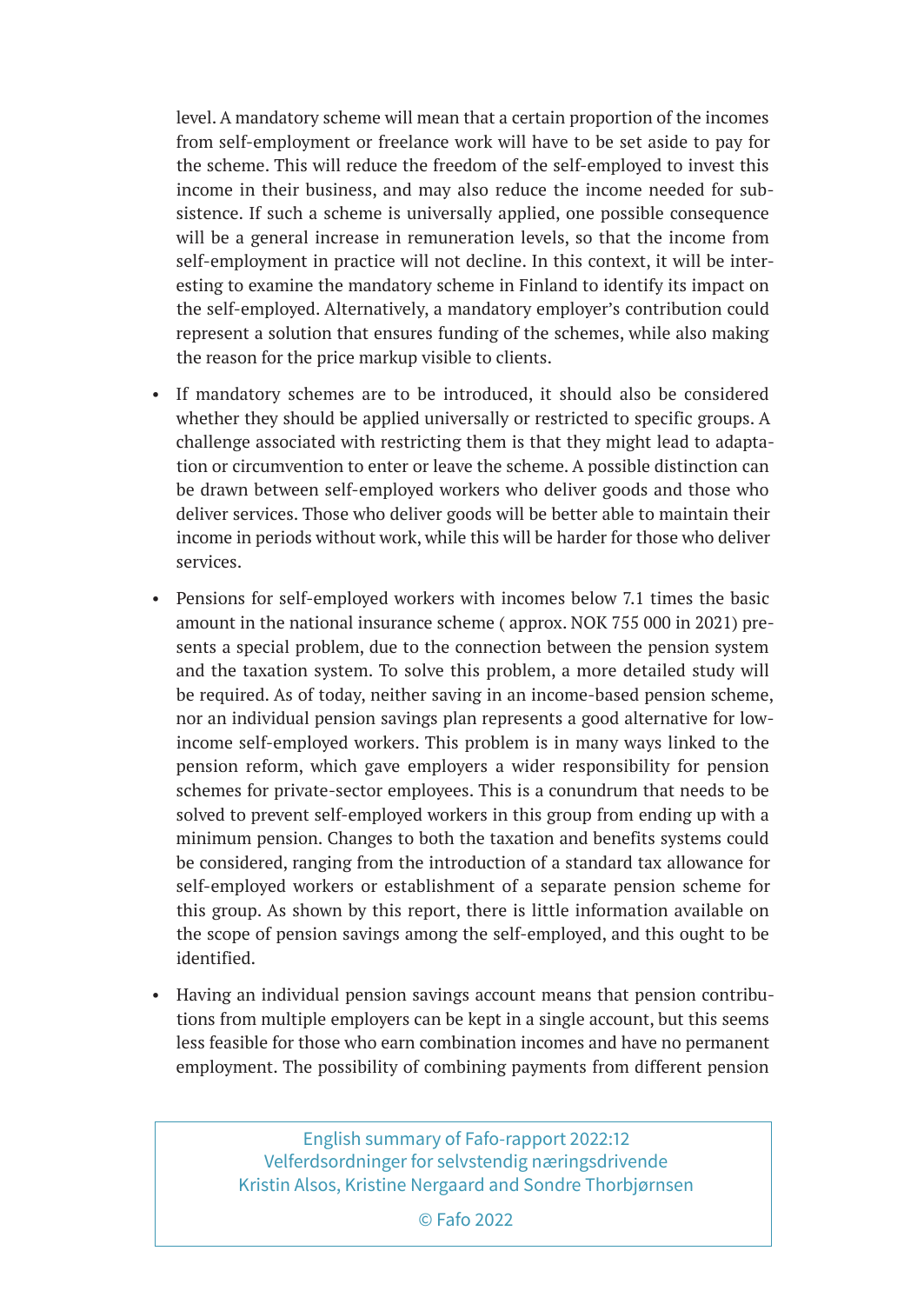level. A mandatory scheme will mean that a certain proportion of the incomes from self-employment or freelance work will have to be set aside to pay for the scheme. This will reduce the freedom of the self-employed to invest this income in their business, and may also reduce the income needed for subsistence. If such a scheme is universally applied, one possible consequence will be a general increase in remuneration levels, so that the income from self-employment in practice will not decline. In this context, it will be interesting to examine the mandatory scheme in Finland to identify its impact on the self-employed. Alternatively, a mandatory employer's contribution could represent a solution that ensures funding of the schemes, while also making the reason for the price markup visible to clients.

- If mandatory schemes are to be introduced, it should also be considered whether they should be applied universally or restricted to specific groups. A challenge associated with restricting them is that they might lead to adaptation or circumvention to enter or leave the scheme. A possible distinction can be drawn between self-employed workers who deliver goods and those who deliver services. Those who deliver goods will be better able to maintain their income in periods without work, while this will be harder for those who deliver services.

- Pensions for self-employed workers with incomes below 7.1 times the basic amount in the national insurance scheme ( approx. NOK 755 000 in 2021) presents a special problem, due to the connection between the pension system and the taxation system. To solve this problem, a more detailed study will be required. As of today, neither saving in an income-based pension scheme, nor an individual pension savings plan represents a good alternative for low-income self-employed workers. This problem is in many ways linked to the pension reform, which gave employers a wider responsibility for pension schemes for private-sector employees. This is a conundrum that needs to be solved to prevent self-employed workers in this group from ending up with a minimum pension. Changes to both the taxation and benefits systems could be considered, ranging from the introduction of a standard tax allowance for self-employed workers or establishment of a separate pension scheme for this group. As shown by this report, there is little information available on the scope of pension savings among the self-employed, and this ought to be identified.

- Having an individual pension savings account means that pension contributions from multiple employers can be kept in a single account, but this seems less feasible for those who earn combination incomes and have no permanent employment. The possibility of combining payments from different pension

English summary of Fafo-rapport 2022:12
Velferdsordninger for selvstendig næringsdrivende
Kristin Alsos, Kristine Nergaard and Sondre Thorbjørnsen

© Fafo 2022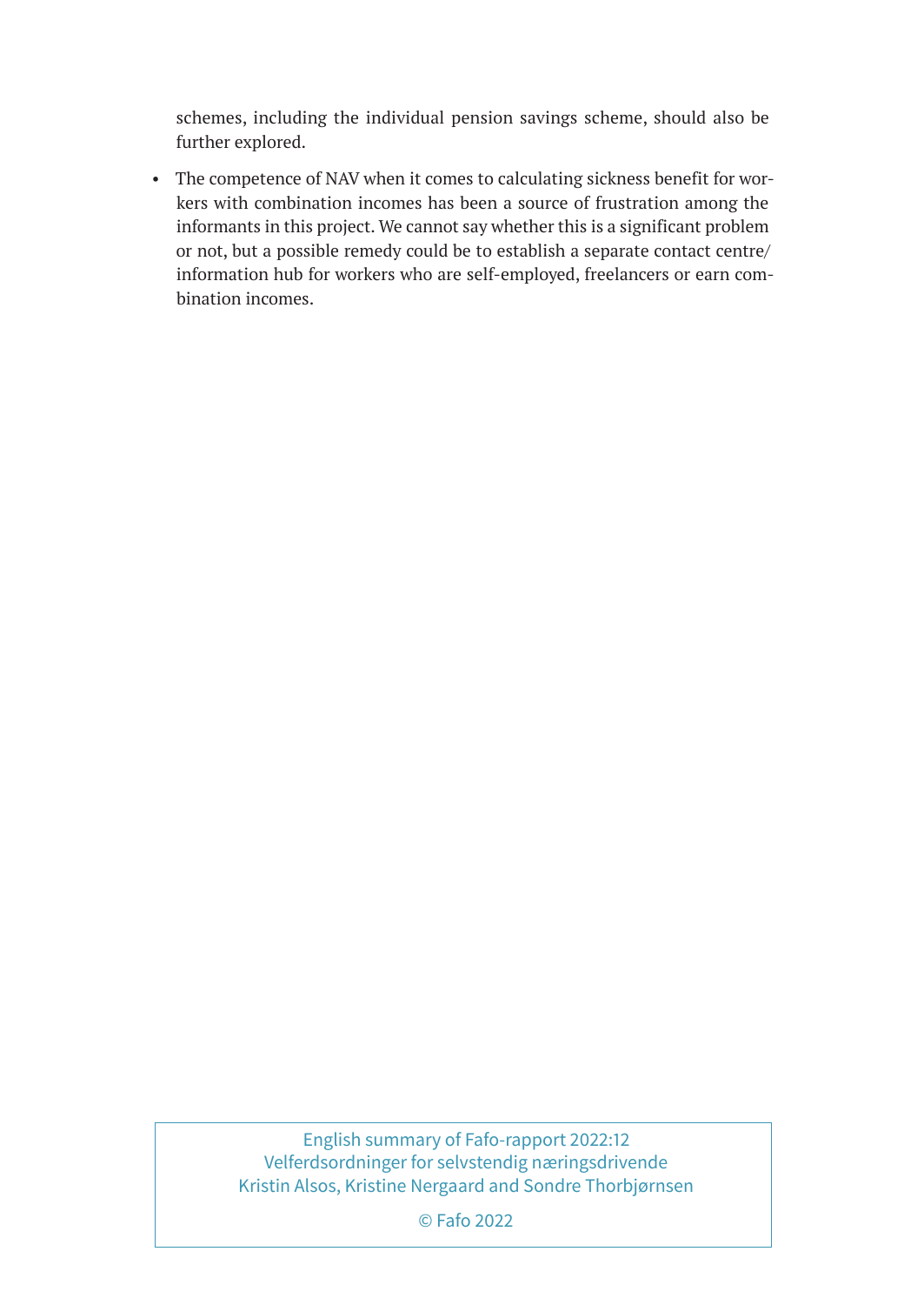schemes, including the individual pension savings scheme, should also be further explored.

- The competence of NAV when it comes to calculating sickness benefit for workers with combination incomes has been a source of frustration among the informants in this project. We cannot say whether this is a significant problem or not, but a possible remedy could be to establish a separate contact centre/information hub for workers who are self-employed, freelancers or earn combination incomes.

English summary of Fafo-rapport 2022:12
Velferdsordninger for selvstendig næringsdrivende
Kristin Alsos, Kristine Nergaard and Sondre Thorbjørnsen

© Fafo 2022